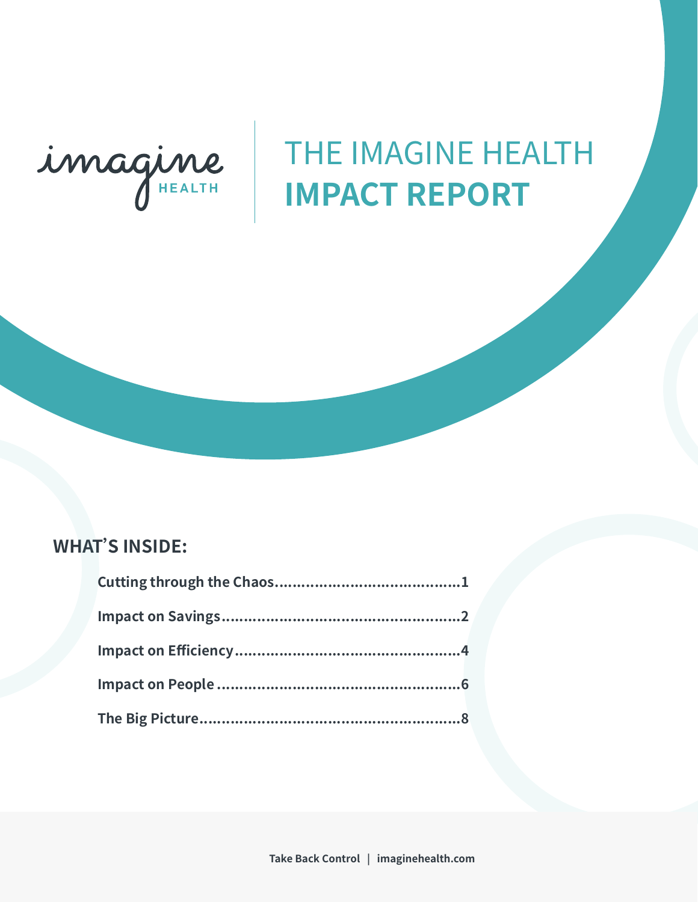imagine HEALTH

# THE IMAGINE HEALTH **IMPACT REPORT**

## WHAT'S INSIDE:

**Cutting through the Chaos........................................1**

**Impact on Savings....................................................2**

**Impact on Efficiency..................................................4**

**Impact on People ......................................................6**

**The Big Picture..........................................................8**

**Take Back Control | imaginehealth.com**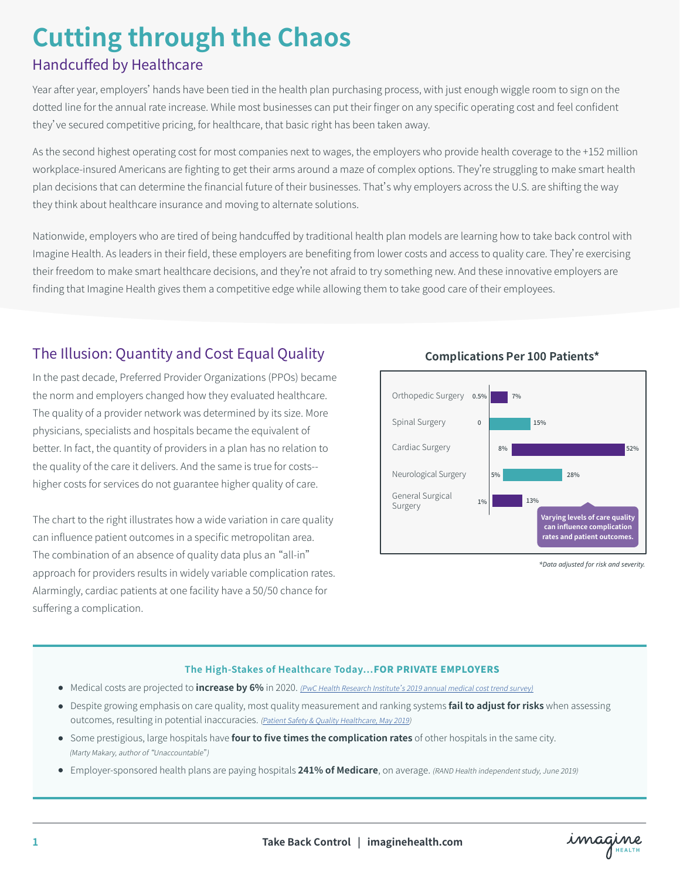# Cutting through the Chaos

## Handcuffed by Healthcare

Year after year, employers' hands have been tied in the health plan purchasing process, with just enough wiggle room to sign on the dotted line for the annual rate increase. While most businesses can put their finger on any specific operating cost and feel confident they've secured competitive pricing, for healthcare, that basic right has been taken away.

As the second highest operating cost for most companies next to wages, the employers who provide health coverage to the +152 million workplace-insured Americans are fighting to get their arms around a maze of complex options. They're struggling to make smart health plan decisions that can determine the financial future of their businesses. That's why employers across the U.S. are shifting the way they think about healthcare insurance and moving to alternate solutions.

Nationwide, employers who are tired of being handcuffed by traditional health plan models are learning how to take back control with Imagine Health. As leaders in their field, these employers are benefiting from lower costs and access to quality care. They're exercising their freedom to make smart healthcare decisions, and they're not afraid to try something new. And these innovative employers are finding that Imagine Health gives them a competitive edge while allowing them to take good care of their employees.

## The Illusion: Quantity and Cost Equal Quality

In the past decade, Preferred Provider Organizations (PPOs) became the norm and employers changed how they evaluated healthcare. The quality of a provider network was determined by its size. More physicians, specialists and hospitals became the equivalent of better. In fact, the quantity of providers in a plan has no relation to the quality of the care it delivers. And the same is true for costs--higher costs for services do not guarantee higher quality of care.

The chart to the right illustrates how a wide variation in care quality can influence patient outcomes in a specific metropolitan area. The combination of an absence of quality data plus an "all-in" approach for providers results in widely variable complication rates. Alarmingly, cardiac patients at one facility have a 50/50 chance for suffering a complication.

**Complications Per 100 Patients***

| Surgery | Low | High |
|---|---|---|
| Orthopedic Surgery | 0.5% | 7% |
| Spinal Surgery | 0 | 15% |
| Cardiac Surgery | 8% | 52% |
| Neurological Surgery | 5% | 28% |
| General Surgical Surgery | 1% | 13% |

Varying levels of care quality can influence complication rates and patient outcomes.

*Data adjusted for risk and severity.*

**The High-Stakes of Healthcare Today...FOR PRIVATE EMPLOYERS**

- Medical costs are projected to **increase by 6%** in 2020. *(PwC Health Research Institute's 2019 annual medical cost trend survey)*
- Despite growing emphasis on care quality, most quality measurement and ranking systems **fail to adjust for risks** when assessing outcomes, resulting in potential inaccuracies. *(Patient Safety & Quality Healthcare, May 2019)*
- Some prestigious, large hospitals have **four to five times the complication rates** of other hospitals in the same city. *(Marty Makary, author of "Unaccountable")*
- Employer-sponsored health plans are paying hospitals **241% of Medicare**, on average. *(RAND Health independent study, June 2019)*

**Take Back Control | imaginehealth.com**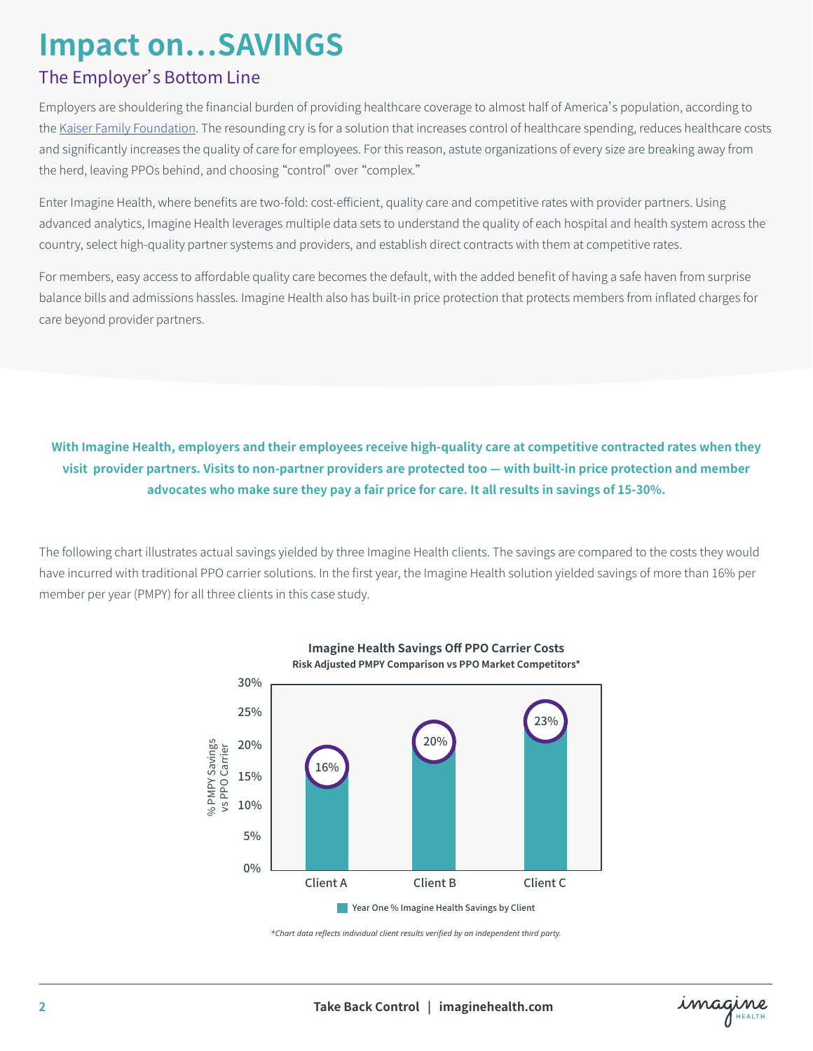# Impact on…SAVINGS

## The Employer's Bottom Line

Employers are shouldering the financial burden of providing healthcare coverage to almost half of America's population, according to the Kaiser Family Foundation. The resounding cry is for a solution that increases control of healthcare spending, reduces healthcare costs and significantly increases the quality of care for employees. For this reason, astute organizations of every size are breaking away from the herd, leaving PPOs behind, and choosing "control" over "complex."

Enter Imagine Health, where benefits are two-fold: cost-efficient, quality care and competitive rates with provider partners. Using advanced analytics, Imagine Health leverages multiple data sets to understand the quality of each hospital and health system across the country, select high-quality partner systems and providers, and establish direct contracts with them at competitive rates.

For members, easy access to affordable quality care becomes the default, with the added benefit of having a safe haven from surprise balance bills and admissions hassles. Imagine Health also has built-in price protection that protects members from inflated charges for care beyond provider partners.

**With Imagine Health, employers and their employees receive high-quality care at competitive contracted rates when they visit provider partners. Visits to non-partner providers are protected too — with built-in price protection and member advocates who make sure they pay a fair price for care. It all results in savings of 15-30%.**

The following chart illustrates actual savings yielded by three Imagine Health clients. The savings are compared to the costs they would have incurred with traditional PPO carrier solutions. In the first year, the Imagine Health solution yielded savings of more than 16% per member per year (PMPY) for all three clients in this case study.

**Imagine Health Savings Off PPO Carrier Costs**
**Risk Adjusted PMPY Comparison vs PPO Market Competitors***

| Client | Year One % Imagine Health Savings by Client (% PMPY Savings vs PPO Carrier) |
| --- | --- |
| Client A | 16% |
| Client B | 20% |
| Client C | 23% |

*\*Chart data reflects individual client results verified by an independent third party.*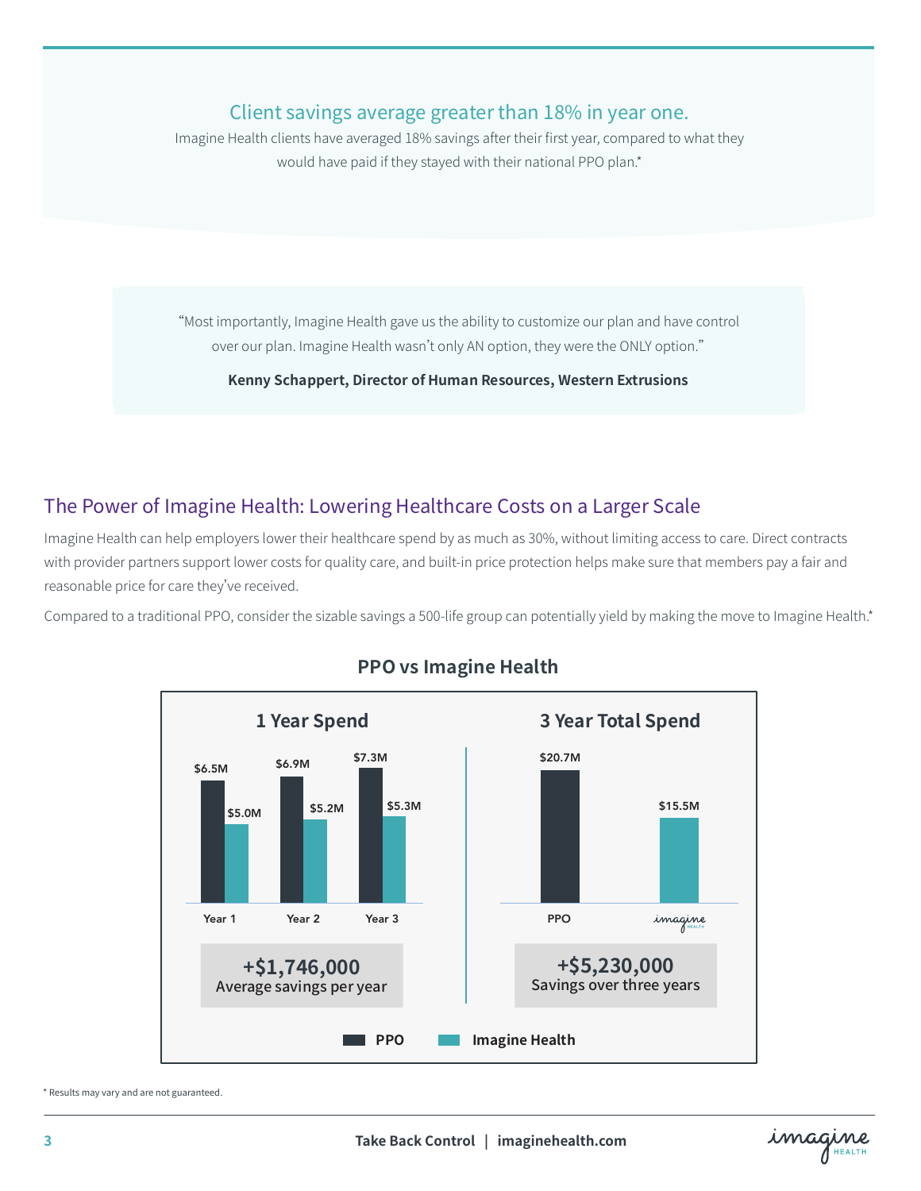## Client savings average greater than 18% in year one.

Imagine Health clients have averaged 18% savings after their first year, compared to what they would have paid if they stayed with their national PPO plan.*

> "Most importantly, Imagine Health gave us the ability to customize our plan and have control over our plan. Imagine Health wasn't only AN option, they were the ONLY option."
>
> **Kenny Schappert, Director of Human Resources, Western Extrusions**

## The Power of Imagine Health: Lowering Healthcare Costs on a Larger Scale

Imagine Health can help employers lower their healthcare spend by as much as 30%, without limiting access to care. Direct contracts with provider partners support lower costs for quality care, and built-in price protection helps make sure that members pay a fair and reasonable price for care they've received.

Compared to a traditional PPO, consider the sizable savings a 500-life group can potentially yield by making the move to Imagine Health.*

### PPO vs Imagine Health

**1 Year Spend**

| | PPO | Imagine Health |
|---|---|---|
| Year 1 | $6.5M | $5.0M |
| Year 2 | $6.9M | $5.2M |
| Year 3 | $7.3M | $5.3M |

**+$1,746,000**
Average savings per year

**3 Year Total Spend**

| PPO | Imagine Health |
|---|---|
| $20.7M | $15.5M |

**+$5,230,000**
Savings over three years

\* Results may vary and are not guaranteed.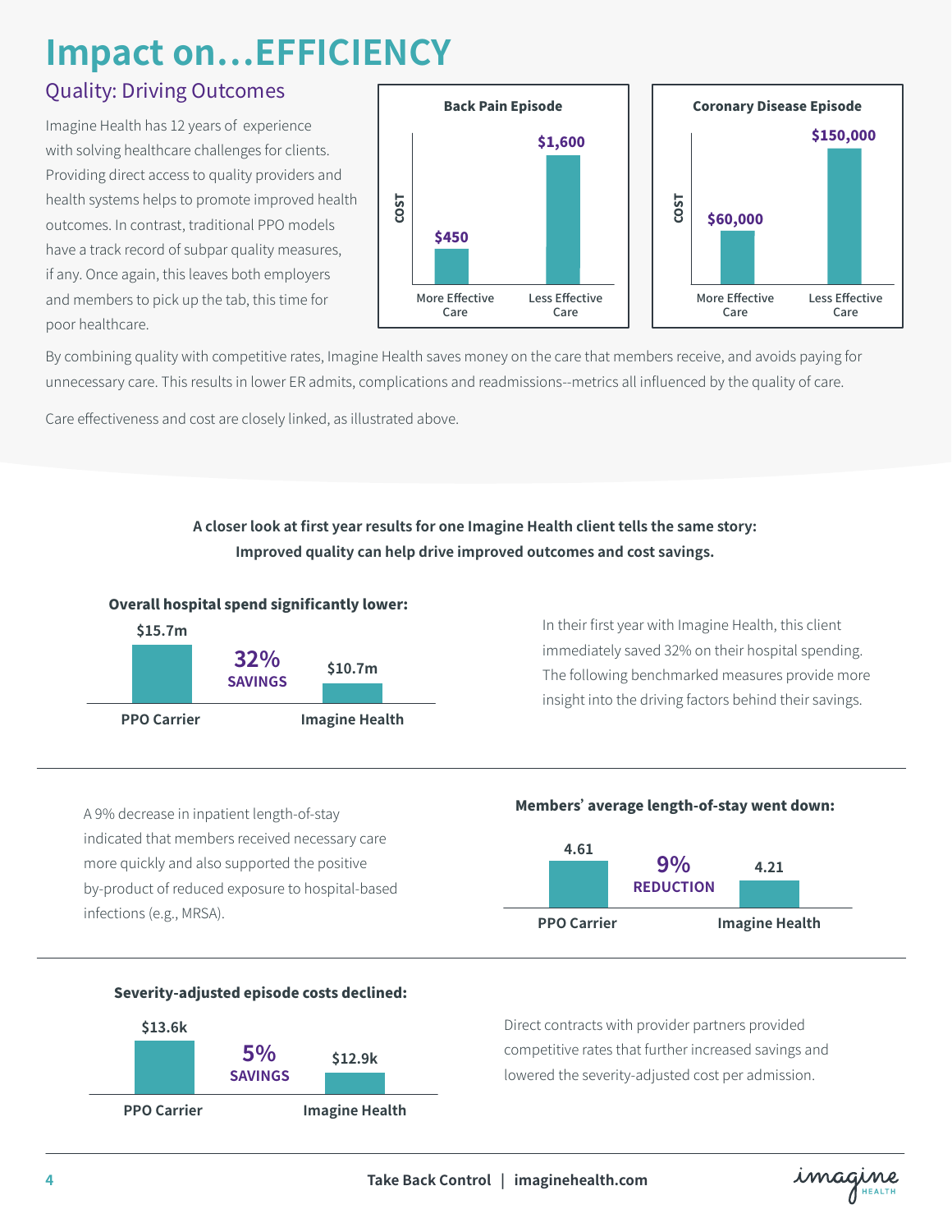# Impact on…EFFICIENCY

## Quality: Driving Outcomes

Imagine Health has 12 years of experience with solving healthcare challenges for clients. Providing direct access to quality providers and health systems helps to promote improved health outcomes. In contrast, traditional PPO models have a track record of subpar quality measures, if any. Once again, this leaves both employers and members to pick up the tab, this time for poor healthcare.

**Back Pain Episode**

| COST | More Effective Care | Less Effective Care |
|---|---|---|
| | $450 | $1,600 |

**Coronary Disease Episode**

| COST | More Effective Care | Less Effective Care |
|---|---|---|
| | $60,000 | $150,000 |

By combining quality with competitive rates, Imagine Health saves money on the care that members receive, and avoids paying for unnecessary care. This results in lower ER admits, complications and readmissions--metrics all influenced by the quality of care.

Care effectiveness and cost are closely linked, as illustrated above.

**A closer look at first year results for one Imagine Health client tells the same story: Improved quality can help drive improved outcomes and cost savings.**

**Overall hospital spend significantly lower:**

| PPO Carrier | | Imagine Health |
|---|---|---|
| $15.7m | 32% SAVINGS | $10.7m |

In their first year with Imagine Health, this client immediately saved 32% on their hospital spending. The following benchmarked measures provide more insight into the driving factors behind their savings.

A 9% decrease in inpatient length-of-stay indicated that members received necessary care more quickly and also supported the positive by-product of reduced exposure to hospital-based infections (e.g., MRSA).

**Members' average length-of-stay went down:**

| PPO Carrier | | Imagine Health |
|---|---|---|
| 4.61 | 9% REDUCTION | 4.21 |

**Severity-adjusted episode costs declined:**

| PPO Carrier | | Imagine Health |
|---|---|---|
| $13.6k | 5% SAVINGS | $12.9k |

Direct contracts with provider partners provided competitive rates that further increased savings and lowered the severity-adjusted cost per admission.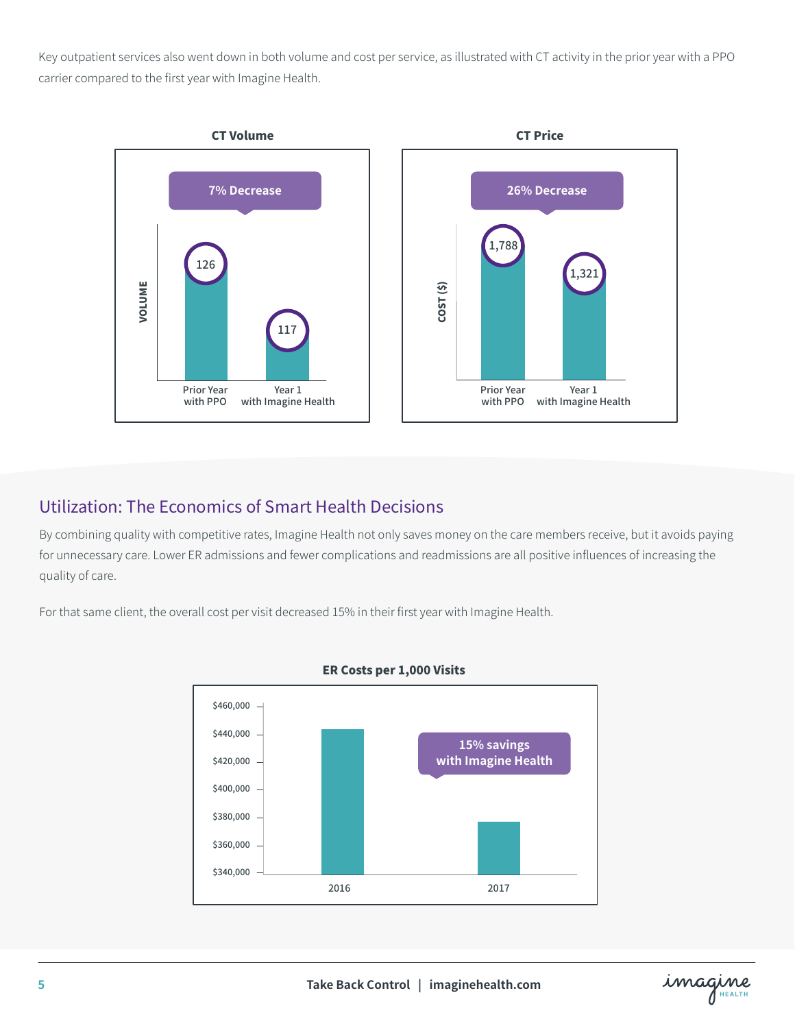Key outpatient services also went down in both volume and cost per service, as illustrated with CT activity in the prior year with a PPO carrier compared to the first year with Imagine Health.

**CT Volume**

7% Decrease

| | Prior Year with PPO | Year 1 with Imagine Health |
|---|---|---|
| VOLUME | 126 | 117 |

**CT Price**

26% Decrease

| | Prior Year with PPO | Year 1 with Imagine Health |
|---|---|---|
| COST ($) | 1,788 | 1,321 |

## Utilization: The Economics of Smart Health Decisions

By combining quality with competitive rates, Imagine Health not only saves money on the care members receive, but it avoids paying for unnecessary care. Lower ER admissions and fewer complications and readmissions are all positive influences of increasing the quality of care.

For that same client, the overall cost per visit decreased 15% in their first year with Imagine Health.

**ER Costs per 1,000 Visits**

15% savings with Imagine Health

$460,000
$440,000
$420,000
$400,000
$380,000
$360,000
$340,000

2016 2017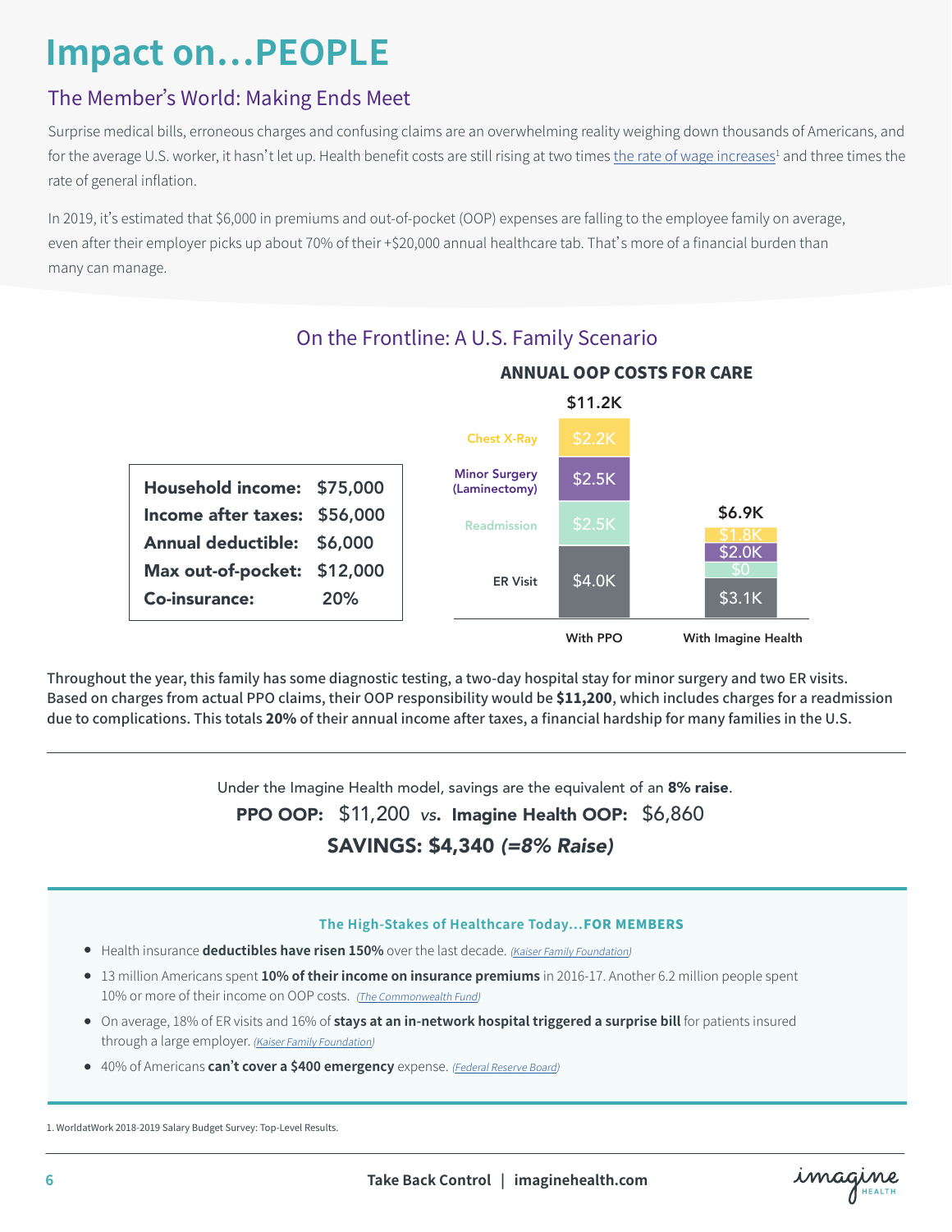# Impact on…PEOPLE

## The Member's World: Making Ends Meet

Surprise medical bills, erroneous charges and confusing claims are an overwhelming reality weighing down thousands of Americans, and for the average U.S. worker, it hasn't let up. Health benefit costs are still rising at two times the rate of wage increases[1] and three times the rate of general inflation.

In 2019, it's estimated that $6,000 in premiums and out-of-pocket (OOP) expenses are falling to the employee family on average, even after their employer picks up about 70% of their +$20,000 annual healthcare tab. That's more of a financial burden than many can manage.

## On the Frontline: A U.S. Family Scenario

| | |
|---|---|
| **Household income:** | **$75,000** |
| **Income after taxes:** | **$56,000** |
| **Annual deductible:** | **$6,000** |
| **Max out-of-pocket:** | **$12,000** |
| **Co-insurance:** | **20%** |

**ANNUAL OOP COSTS FOR CARE**

| | With PPO | With Imagine Health |
|---|---|---|
| Chest X-Ray | $2.2K | $1.8K |
| Minor Surgery (Laminectomy) | $2.5K | $2.0K |
| Readmission | $2.5K | $0 |
| ER Visit | $4.0K | $3.1K |
| **Total** | **$11.2K** | **$6.9K** |

**Throughout the year, this family has some diagnostic testing, a two-day hospital stay for minor surgery and two ER visits. Based on charges from actual PPO claims, their OOP responsibility would be $11,200, which includes charges for a readmission due to complications. This totals 20% of their annual income after taxes, a financial hardship for many families in the U.S.**

Under the Imagine Health model, savings are the equivalent of an **8% raise**.

**PPO OOP:** $11,200 *vs*. **Imagine Health OOP:** $6,860

**SAVINGS: $4,340 *(=8% Raise)***

### The High-Stakes of Healthcare Today…FOR MEMBERS

- Health insurance **deductibles have risen 150%** over the last decade. *(Kaiser Family Foundation)*
- 13 million Americans spent **10% of their income on insurance premiums** in 2016-17. Another 6.2 million people spent 10% or more of their income on OOP costs. *(The Commonwealth Fund)*
- On average, 18% of ER visits and 16% of **stays at an in-network hospital triggered a surprise bill** for patients insured through a large employer. *(Kaiser Family Foundation)*
- 40% of Americans **can't cover a $400 emergency** expense. *(Federal Reserve Board)*

1. WorldatWork 2018-2019 Salary Budget Survey: Top-Level Results.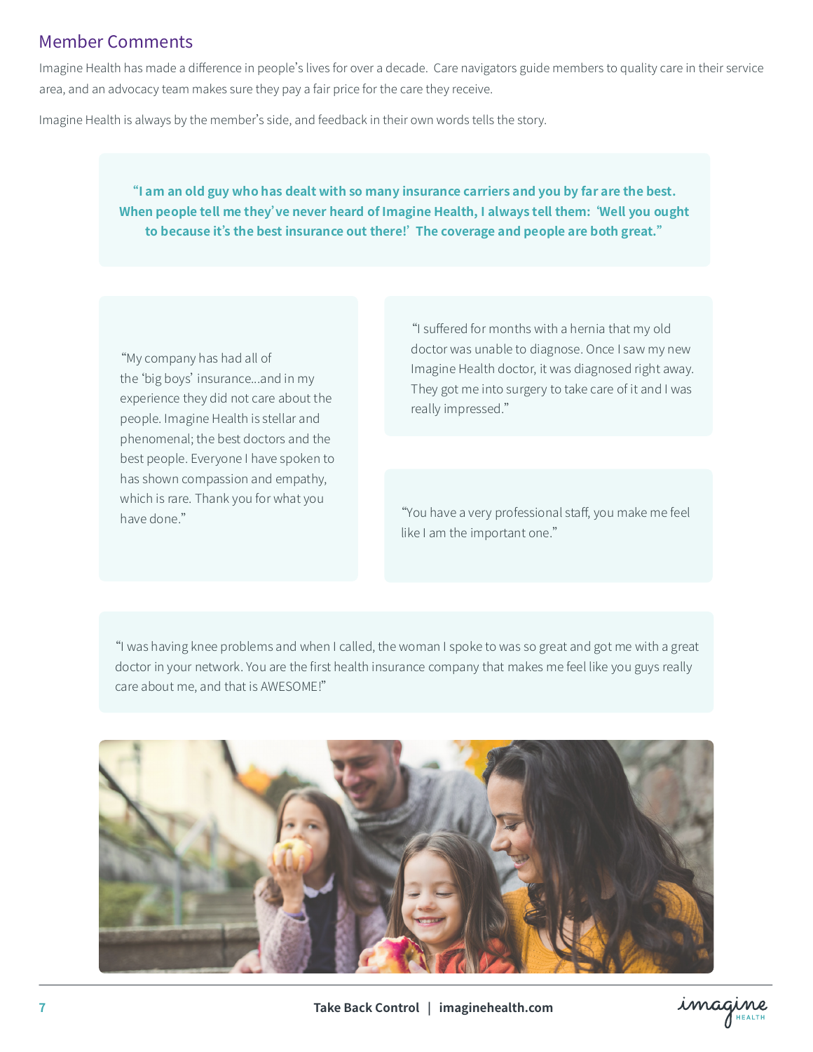## Member Comments

Imagine Health has made a difference in people's lives for over a decade. Care navigators guide members to quality care in their service area, and an advocacy team makes sure they pay a fair price for the care they receive.

Imagine Health is always by the member's side, and feedback in their own words tells the story.

**"I am an old guy who has dealt with so many insurance carriers and you by far are the best. When people tell me they've never heard of Imagine Health, I always tell them: 'Well you ought to because it's the best insurance out there!' The coverage and people are both great."**

"My company has had all of the 'big boys' insurance...and in my experience they did not care about the people. Imagine Health is stellar and phenomenal; the best doctors and the best people. Everyone I have spoken to has shown compassion and empathy, which is rare. Thank you for what you have done."

"I suffered for months with a hernia that my old doctor was unable to diagnose. Once I saw my new Imagine Health doctor, it was diagnosed right away. They got me into surgery to take care of it and I was really impressed."

"You have a very professional staff, you make me feel like I am the important one."

"I was having knee problems and when I called, the woman I spoke to was so great and got me with a great doctor in your network. You are the first health insurance company that makes me feel like you guys really care about me, and that is AWESOME!"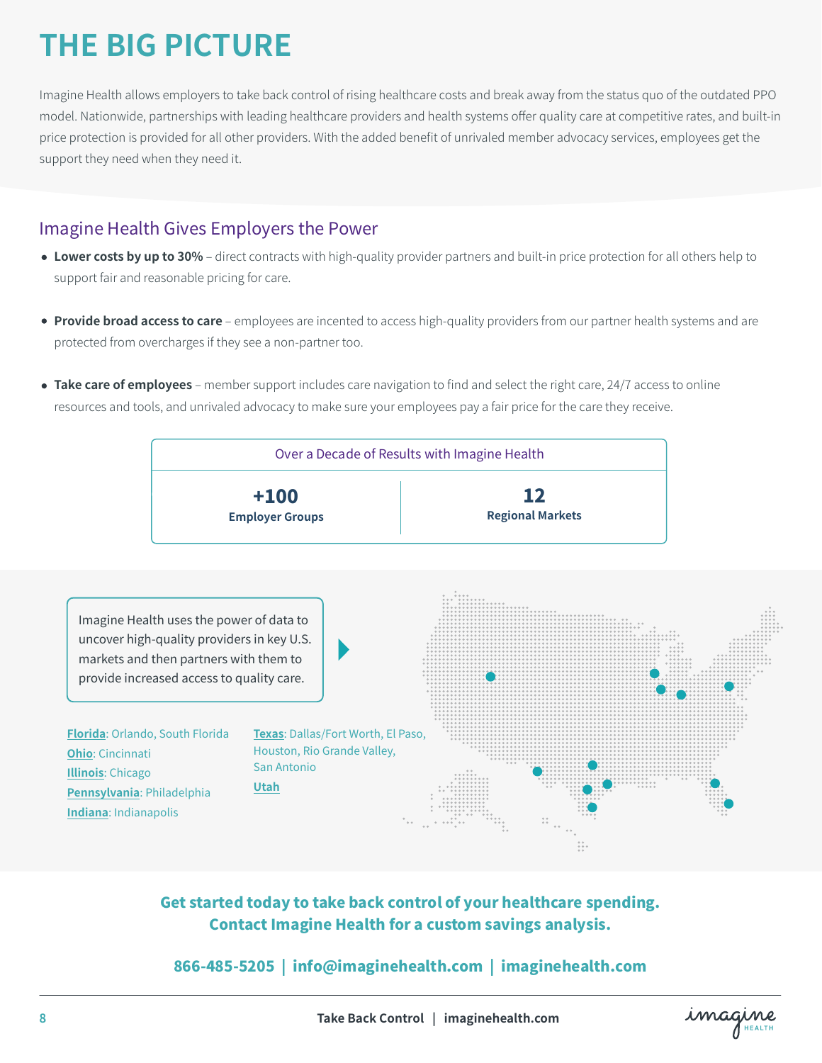# THE BIG PICTURE

Imagine Health allows employers to take back control of rising healthcare costs and break away from the status quo of the outdated PPO model. Nationwide, partnerships with leading healthcare providers and health systems offer quality care at competitive rates, and built-in price protection is provided for all other providers. With the added benefit of unrivaled member advocacy services, employees get the support they need when they need it.

## Imagine Health Gives Employers the Power

- **Lower costs by up to 30%** – direct contracts with high-quality provider partners and built-in price protection for all others help to support fair and reasonable pricing for care.
- **Provide broad access to care** – employees are incented to access high-quality providers from our partner health systems and are protected from overcharges if they see a non-partner too.
- **Take care of employees** – member support includes care navigation to find and select the right care, 24/7 access to online resources and tools, and unrivaled advocacy to make sure your employees pay a fair price for the care they receive.

| Over a Decade of Results with Imagine Health | |
|---|---|
| **+100** Employer Groups | **12** Regional Markets |

Imagine Health uses the power of data to uncover high-quality providers in key U.S. markets and then partners with them to provide increased access to quality care.

**Florida**: Orlando, South Florida
**Ohio**: Cincinnati
**Illinois**: Chicago
**Pennsylvania**: Philadelphia
**Indiana**: Indianapolis
**Texas**: Dallas/Fort Worth, El Paso, Houston, Rio Grande Valley, San Antonio
**Utah**

**Get started today to take back control of your healthcare spending.**
**Contact Imagine Health for a custom savings analysis.**

**866-485-5205 | info@imaginehealth.com | imaginehealth.com**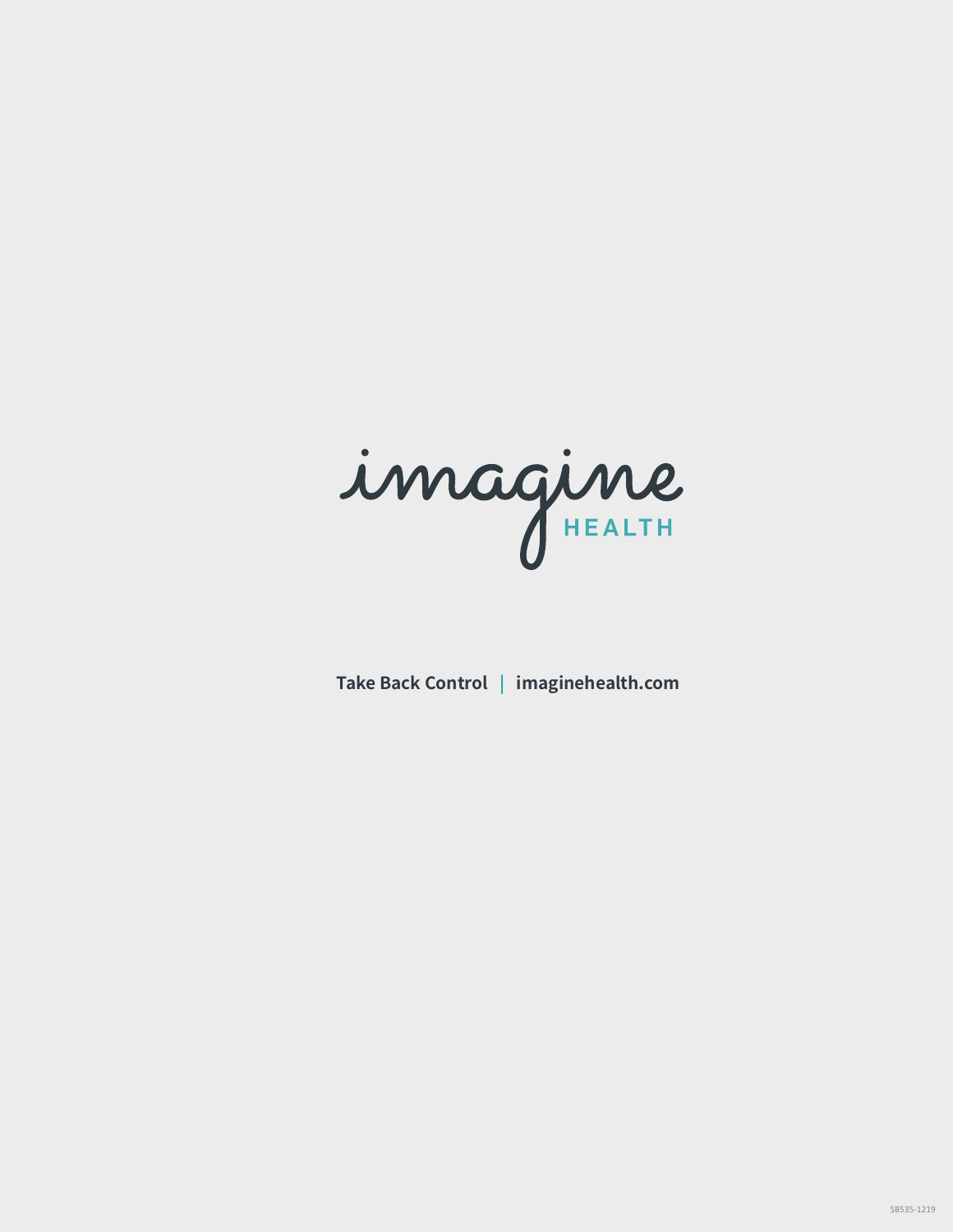imagine
HEALTH

**Take Back Control | imaginehealth.com**

SB535-1219